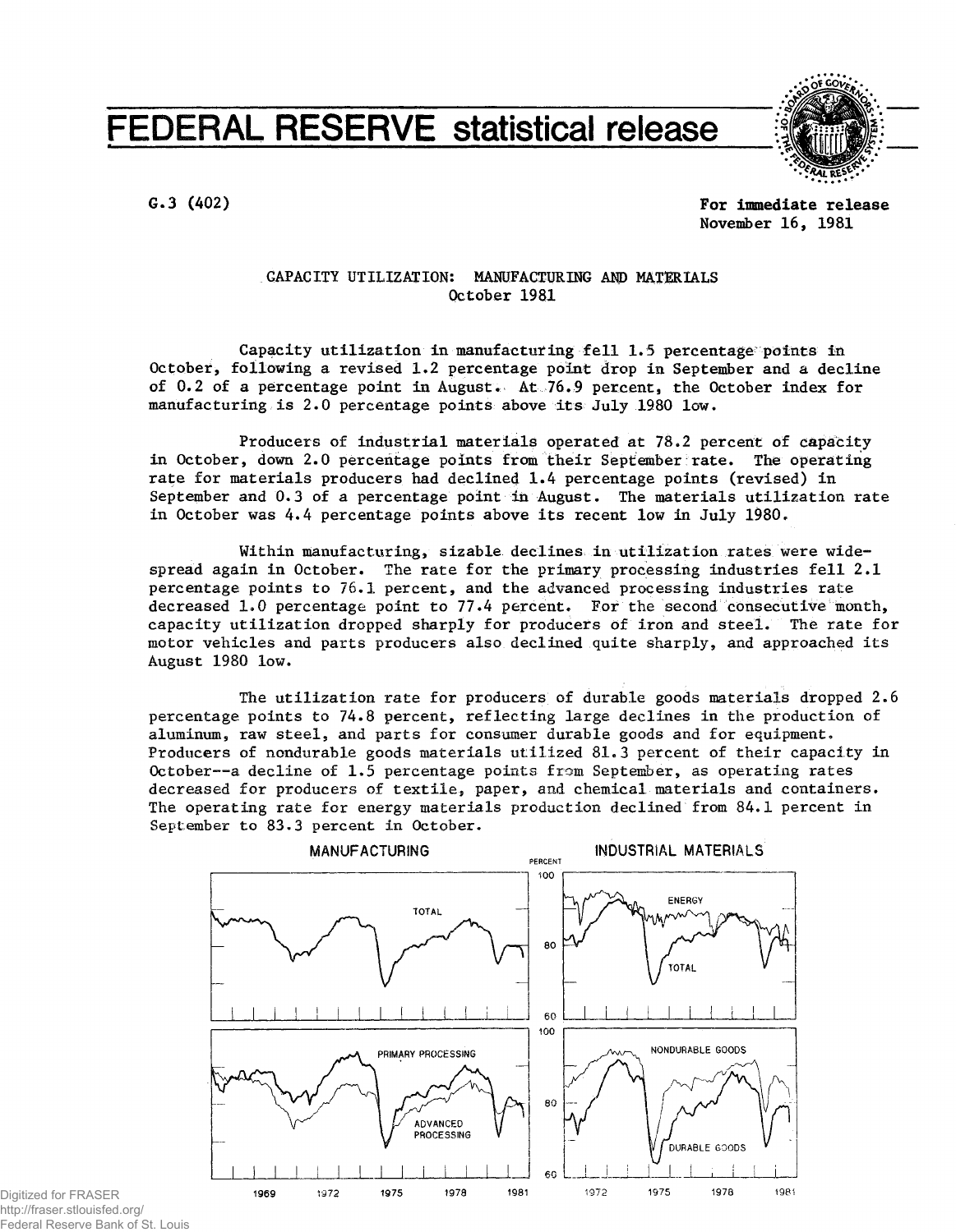# FEDERAL RESERVE statistical release

G.3 (402)

**For immediate release**
November 16, 1981

## CAPACITY UTILIZATION: MANUFACTURING AND MATERIALS
### October 1981

Capacity utilization in manufacturing fell 1.5 percentage points in October, following a revised 1.2 percentage point drop in September and a decline of 0.2 of a percentage point in August. At 76.9 percent, the October index for manufacturing is 2.0 percentage points above its July 1980 low.

Producers of industrial materials operated at 78.2 percent of capacity in October, down 2.0 percentage points from their September rate. The operating rate for materials producers had declined 1.4 percentage points (revised) in September and 0.3 of a percentage point in August. The materials utilization rate in October was 4.4 percentage points above its recent low in July 1980.

Within manufacturing, sizable declines in utilization rates were widespread again in October. The rate for the primary processing industries fell 2.1 percentage points to 76.1 percent, and the advanced processing industries rate decreased 1.0 percentage point to 77.4 percent. For the second consecutive month, capacity utilization dropped sharply for producers of iron and steel. The rate for motor vehicles and parts producers also declined quite sharply, and approached its August 1980 low.

The utilization rate for producers of durable goods materials dropped 2.6 percentage points to 74.8 percent, reflecting large declines in the production of aluminum, raw steel, and parts for consumer durable goods and for equipment. Producers of nondurable goods materials utilized 81.3 percent of their capacity in October--a decline of 1.5 percentage points from September, as operating rates decreased for producers of textile, paper, and chemical materials and containers. The operating rate for energy materials production declined from 84.1 percent in September to 83.3 percent in October.

MANUFACTURING — INDUSTRIAL MATERIALS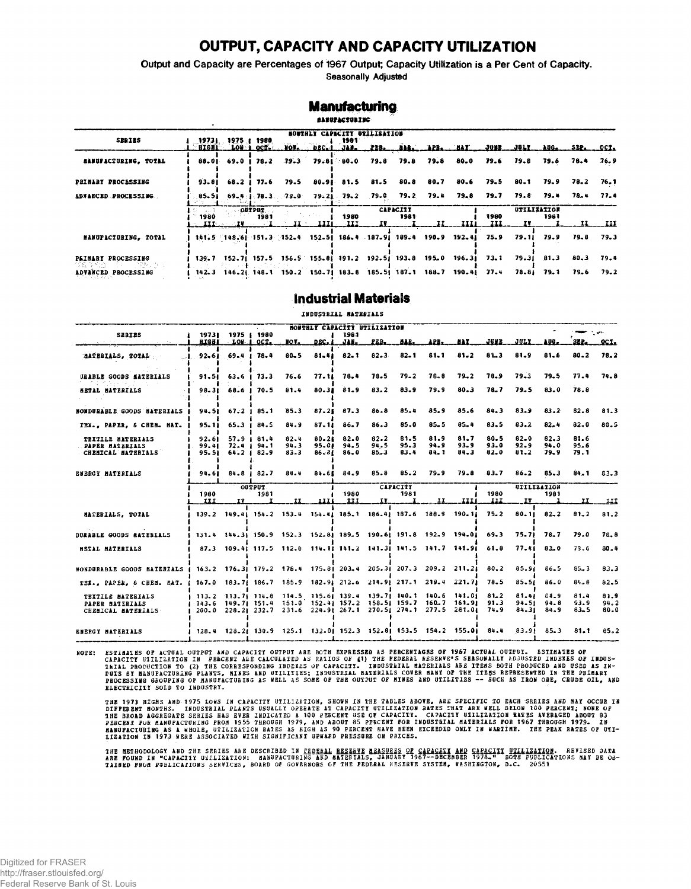# OUTPUT, CAPACITY AND CAPACITY UTILIZATION

Output and Capacity are Percentages of 1967 Output; Capacity Utilization is a Per Cent of Capacity.

Seasonally Adjusted

## Manufacturing

MANUFACTURING

| SERIES | 1973 HIGH | 1975 LOW | 1980 OCT. | NOV. | DEC. | 1981 JAN. | FEB. | MAR. | APR. | MAY | JUNE | JULY | AUG. | SEP. | OCT. |
|---|---|---|---|---|---|---|---|---|---|---|---|---|---|---|---|
| | MONTHLY CAPACITY UTILIZATION | | | | | | | | | | | | | | |
| MANUFACTURING, TOTAL | 88.0 | 69.0 | 78.2 | 79.3 | 79.8 | 80.0 | 79.8 | 79.8 | 79.8 | 80.0 | 79.6 | 79.8 | 79.6 | 78.4 | 76.9 |
| PRIMARY PROCESSING | 93.8 | 68.2 | 77.6 | 79.5 | 80.9 | 81.5 | 81.5 | 80.8 | 80.7 | 80.6 | 79.5 | 80.1 | 79.9 | 78.2 | 76.1 |
| ADVANCED PROCESSING | 85.5 | 69.4 | 78.3 | 79.0 | 79.2 | 79.2 | 79.0 | 79.2 | 79.4 | 79.8 | 79.7 | 79.8 | 79.4 | 78.4 | 77.4 |

| SERIES | OUTPUT 1980 III | 1980 IV | 1981 I | 1981 II | 1981 III | CAPACITY 1980 III | 1980 IV | 1981 I | 1981 II | 1981 III | UTILIZATION 1980 III | 1980 IV | 1981 I | 1981 II | 1981 III |
|---|---|---|---|---|---|---|---|---|---|---|---|---|---|---|---|
| MANUFACTURING, TOTAL | 141.5 | 148.6 | 151.3 | 152.4 | 152.5 | 186.4 | 187.9 | 189.4 | 190.9 | 192.4 | 75.9 | 79.1 | 79.9 | 79.8 | 79.3 |
| PRIMARY PROCESSING | 139.7 | 152.7 | 157.5 | 156.5 | 155.8 | 191.2 | 192.5 | 193.8 | 195.0 | 196.3 | 73.1 | 79.3 | 81.3 | 80.3 | 79.4 |
| ADVANCED PROCESSING | 142.3 | 146.2 | 148.1 | 150.2 | 150.7 | 183.8 | 185.5 | 187.1 | 188.7 | 190.4 | 77.4 | 78.8 | 79.1 | 79.6 | 79.2 |

## Industrial Materials

INDUSTRIAL MATERIALS

| SERIES | 1973 HIGH | 1975 LOW | 1980 OCT. | NOV. | DEC. | 1981 JAN. | FEB. | MAR. | APR. | MAY | JUNE | JULY | AUG. | SEP. | OCT. |
|---|---|---|---|---|---|---|---|---|---|---|---|---|---|---|---|
| | MONTHLY CAPACITY UTILIZATION | | | | | | | | | | | | | | |
| MATERIALS, TOTAL | 92.6 | 69.4 | 78.4 | 80.5 | 81.4 | 82.1 | 82.3 | 82.1 | 81.1 | 81.2 | 81.3 | 81.9 | 81.6 | 80.2 | 78.2 |
| DURABLE GOODS MATERIALS | 91.5 | 63.6 | 73.3 | 76.6 | 77.1 | 78.4 | 78.5 | 79.2 | 78.8 | 79.2 | 78.9 | 79.3 | 79.5 | 77.4 | 74.8 |
| METAL MATERIALS | 98.3 | 68.6 | 70.5 | 81.4 | 80.3 | 81.9 | 83.2 | 83.9 | 79.9 | 80.3 | 78.7 | 79.5 | 83.0 | 78.8 | |
| NONDURABLE GOODS MATERIALS | 94.5 | 67.2 | 85.1 | 85.3 | 87.2 | 87.3 | 86.8 | 85.4 | 85.9 | 85.6 | 84.3 | 83.9 | 83.2 | 82.8 | 81.3 |
| TEX., PAPER, & CHEM. MAT. | 95.1 | 65.3 | 84.5 | 84.9 | 87.1 | 86.7 | 86.3 | 85.0 | 85.5 | 85.4 | 83.5 | 83.2 | 82.4 | 82.0 | 80.5 |
| TEXTILE MATERIALS | 92.6 | 57.9 | 81.4 | 82.4 | 80.2 | 82.0 | 82.2 | 81.5 | 81.9 | 81.7 | 80.5 | 82.0 | 82.3 | 81.6 | |
| PAPER MATERIALS | 99.4 | 72.4 | 94.1 | 94.3 | 95.0 | 94.5 | 94.5 | 95.3 | 94.9 | 93.9 | 93.0 | 92.9 | 94.0 | 95.6 | |
| CHEMICAL MATERIALS | 95.5 | 64.2 | 82.9 | 83.3 | 86.8 | 86.0 | 85.3 | 83.4 | 84.1 | 84.3 | 82.0 | 81.2 | 79.9 | 79.1 | |
| ENERGY MATERIALS | 94.6 | 84.8 | 82.7 | 84.4 | 84.6 | 84.9 | 85.8 | 85.2 | 79.9 | 79.8 | 83.7 | 86.2 | 85.3 | 84.1 | 83.3 |

| SERIES | OUTPUT 1980 III | 1980 IV | 1981 I | 1981 II | 1981 III | CAPACITY 1980 III | 1980 IV | 1981 I | 1981 II | 1981 III | UTILIZATION 1980 III | 1980 IV | 1981 I | 1981 II | 1981 III |
|---|---|---|---|---|---|---|---|---|---|---|---|---|---|---|---|
| MATERIALS, TOTAL | 139.2 | 149.4 | 154.2 | 153.4 | 154.4 | 185.1 | 186.4 | 187.6 | 188.9 | 190.1 | 75.2 | 80.1 | 82.2 | 81.2 | 81.2 |
| DURABLE GOODS MATERIALS | 131.4 | 144.3 | 150.9 | 152.3 | 152.8 | 189.5 | 190.6 | 191.8 | 192.9 | 194.0 | 69.3 | 75.7 | 78.7 | 79.0 | 78.8 |
| METAL MATERIALS | 87.3 | 109.4 | 117.5 | 112.8 | 114.1 | 141.2 | 141.3 | 141.5 | 141.7 | 141.9 | 61.8 | 77.4 | 83.0 | 79.6 | 80.4 |
| NONDURABLE GOODS MATERIALS | 163.2 | 176.3 | 179.2 | 178.4 | 175.8 | 203.4 | 205.3 | 207.3 | 209.2 | 211.2 | 80.2 | 85.9 | 86.5 | 85.3 | 83.3 |
| TEX., PAPER, & CHEM. MAT. | 167.0 | 183.7 | 186.7 | 185.9 | 182.9 | 212.6 | 214.9 | 217.1 | 219.4 | 221.7 | 78.5 | 85.5 | 86.0 | 84.8 | 82.5 |
| TEXTILE MATERIALS | 113.2 | 113.7 | 114.8 | 114.5 | 115.6 | 139.4 | 139.7 | 140.1 | 140.6 | 141.0 | 81.2 | 81.4 | 81.9 | 81.4 | 81.9 |
| PAPER MATERIALS | 143.6 | 149.7 | 151.4 | 151.0 | 152.4 | 157.2 | 158.5 | 159.7 | 160.7 | 161.9 | 91.3 | 94.5 | 94.8 | 93.9 | 94.2 |
| CHEMICAL MATERIALS | 200.0 | 228.2 | 232.7 | 231.6 | 224.9 | 267.1 | 270.5 | 274.1 | 277.5 | 281.0 | 74.9 | 84.3 | 84.9 | 83.5 | 80.0 |
| ENERGY MATERIALS | 128.4 | 128.2 | 130.9 | 125.1 | 132.0 | 152.3 | 152.8 | 153.5 | 154.2 | 155.0 | 84.4 | 83.9 | 85.3 | 81.1 | 85.2 |

NOTE: ESTIMATES OF ACTUAL OUTPUT AND CAPACITY OUTPUT ARE BOTH EXPRESSED AS PERCENTAGES OF 1967 ACTUAL OUTPUT. ESTIMATES OF CAPACITY UTILIZATION IN PERCENT ARE CALCULATED AS RATIOS OF (1) THE FEDERAL RESERVE'S SEASONALLY ADJUSTED INDEXES OF INDUSTRIAL PRODUCTION TO (2) THE CORRESPONDING INDEXES OF CAPACITY. INDUSTRIAL MATERIALS ARE ITEMS BOTH PRODUCED AND USED AS INPUTS BY MANUFACTURING PLANTS, MINES AND UTILITIES; INDUSTRIAL MATERIALS COVER MANY OF THE ITEMS REPRESENTED IN THE PRIMARY PROCESSING GROUPING OF MANUFACTURING AS WELL AS SOME OF THE OUTPUT OF MINES AND UTILITIES -- SUCH AS IRON ORE, CRUDE OIL, AND ELECTRICITY SOLD TO INDUSTRY.

THE 1973 HIGHS AND 1975 LOWS IN CAPACITY UTILIZATION, SHOWN IN THE TABLES ABOVE, ARE SPECIFIC TO EACH SERIES AND MAY OCCUR IN DIFFERENT MONTHS. INDUSTRIAL PLANTS USUALLY OPERATE AT CAPACITY UTILIZATION RATES THAT ARE WELL BELOW 100 PERCENT; NONE OF THE BROAD AGGREGATE SERIES HAS EVER INDICATED A 100 PERCENT USE OF CAPACITY. CAPACITY UTILIZATION RATES AVERAGED ABOUT 83 PERCENT FOR MANUFACTURING FROM 1955 THROUGH 1979, AND ABOUT 85 PERCENT FOR INDUSTRIAL MATERIALS FOR 1967 THROUGH 1979. IN MANUFACTURING AS A WHOLE, UTILIZATION RATES AS HIGH AS 90 PERCENT HAVE BEEN EXCEEDED ONLY IN WARTIME. THE PEAK RATES OF UTILIZATION IN 1973 WERE ASSOCIATED WITH SIGNIFICANT UPWARD PRESSURE ON PRICES.

THE METHODOLOGY AND THE SERIES ARE DESCRIBED IN FEDERAL RESERVE MEASURES OF CAPACITY AND CAPACITY UTILIZATION. REVISED DATA ARE FOUND IN "CAPACITY UTILIZATION: MANUFACTURING AND MATERIALS, JANUARY 1967--DECEMBER 1978." BOTH PUBLICATIONS MAY BE OBTAINED FROM PUBLICATIONS SERVICES, BOARD OF GOVERNORS OF THE FEDERAL RESERVE SYSTEM, WASHINGTON, D.C. 20551